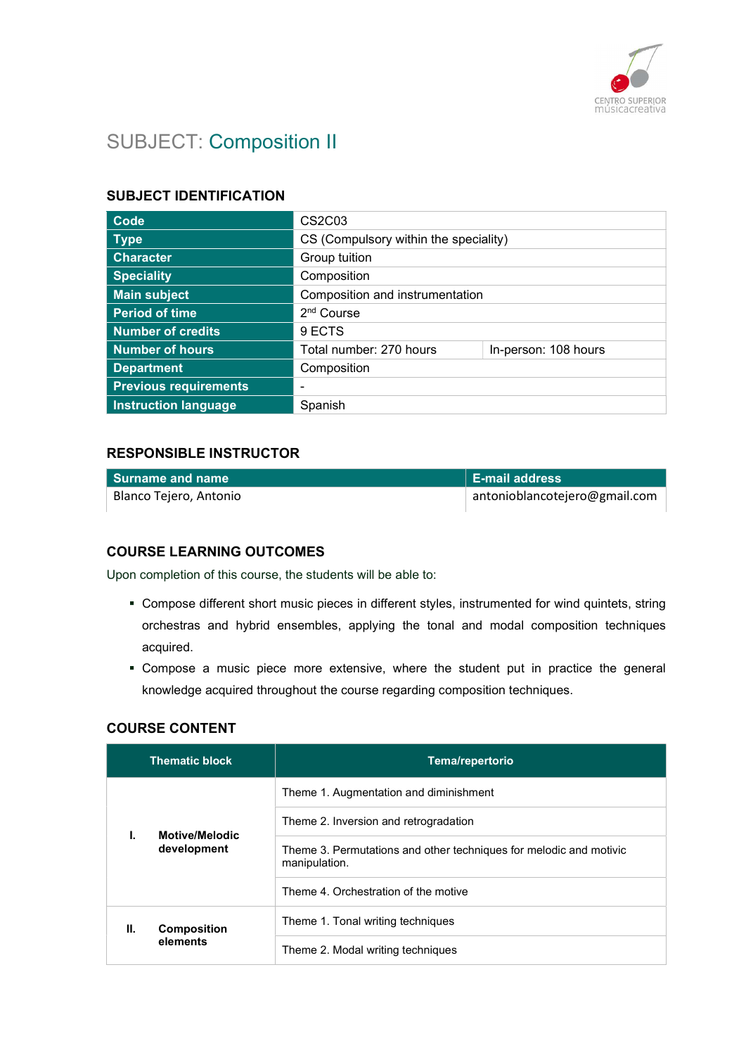# SUBJECT: Composition II

## SUBJECT IDENTIFICATION

| | | |
|---|---|---|
| **Code** | CS2C03 | |
| **Type** | CS (Compulsory within the speciality) | |
| **Character** | Group tuition | |
| **Speciality** | Composition | |
| **Main subject** | Composition and instrumentation | |
| **Period of time** | 2nd Course | |
| **Number of credits** | 9 ECTS | |
| **Number of hours** | Total number: 270 hours | In-person: 108 hours |
| **Department** | Composition | |
| **Previous requirements** | - | |
| **Instruction language** | Spanish | |

## RESPONSIBLE INSTRUCTOR

| Surname and name | E-mail address |
|---|---|
| Blanco Tejero, Antonio | antonioblancotejero@gmail.com |

## COURSE LEARNING OUTCOMES

Upon completion of this course, the students will be able to:

- Compose different short music pieces in different styles, instrumented for wind quintets, string orchestras and hybrid ensembles, applying the tonal and modal composition techniques acquired.
- Compose a music piece more extensive, where the student put in practice the general knowledge acquired throughout the course regarding composition techniques.

## COURSE CONTENT

| Thematic block | Tema/repertorio |
|---|---|
| **I. Motive/Melodic development** | Theme 1. Augmentation and diminishment |
| | Theme 2. Inversion and retrogradation |
| | Theme 3. Permutations and other techniques for melodic and motivic manipulation. |
| | Theme 4. Orchestration of the motive |
| **II. Composition elements** | Theme 1. Tonal writing techniques |
| | Theme 2. Modal writing techniques |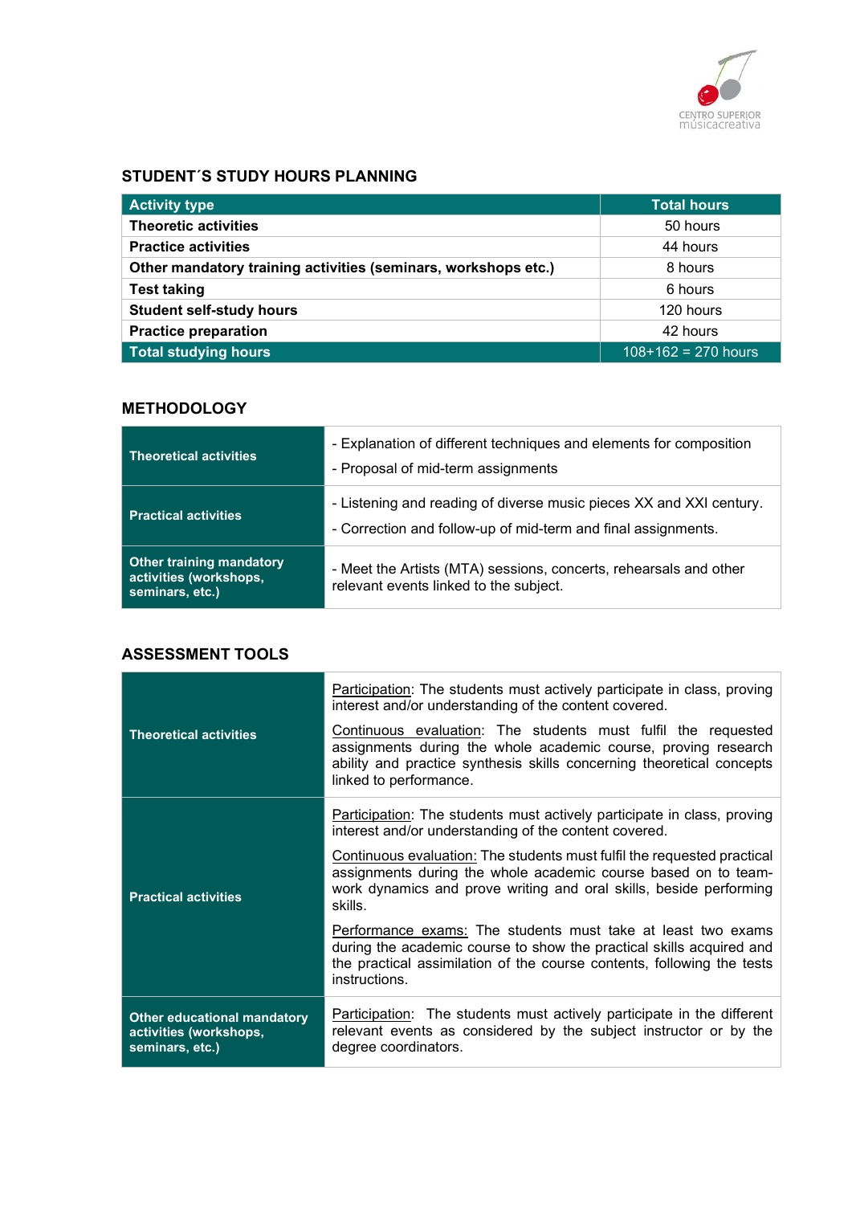## STUDENT´S STUDY HOURS PLANNING

| Activity type | Total hours |
|---|---|
| **Theoretic activities** | 50 hours |
| **Practice activities** | 44 hours |
| **Other mandatory training activities (seminars, workshops etc.)** | 8 hours |
| **Test taking** | 6 hours |
| **Student self-study hours** | 120 hours |
| **Practice preparation** | 42 hours |
| **Total studying hours** | 108+162 = 270 hours |

## METHODOLOGY

| | |
|---|---|
| **Theoretical activities** | - Explanation of different techniques and elements for composition<br>- Proposal of mid-term assignments |
| **Practical activities** | - Listening and reading of diverse music pieces XX and XXI century.<br>- Correction and follow-up of mid-term and final assignments. |
| **Other training mandatory activities (workshops, seminars, etc.)** | - Meet the Artists (MTA) sessions, concerts, rehearsals and other relevant events linked to the subject. |

## ASSESSMENT TOOLS

| | |
|---|---|
| **Theoretical activities** | Participation: The students must actively participate in class, proving interest and/or understanding of the content covered.<br>Continuous evaluation: The students must fulfil the requested assignments during the whole academic course, proving research ability and practice synthesis skills concerning theoretical concepts linked to performance. |
| **Practical activities** | Participation: The students must actively participate in class, proving interest and/or understanding of the content covered.<br>Continuous evaluation: The students must fulfil the requested practical assignments during the whole academic course based on to team-work dynamics and prove writing and oral skills, beside performing skills.<br>Performance exams: The students must take at least two exams during the academic course to show the practical skills acquired and the practical assimilation of the course contents, following the tests instructions. |
| **Other educational mandatory activities (workshops, seminars, etc.)** | Participation: The students must actively participate in the different relevant events as considered by the subject instructor or by the degree coordinators. |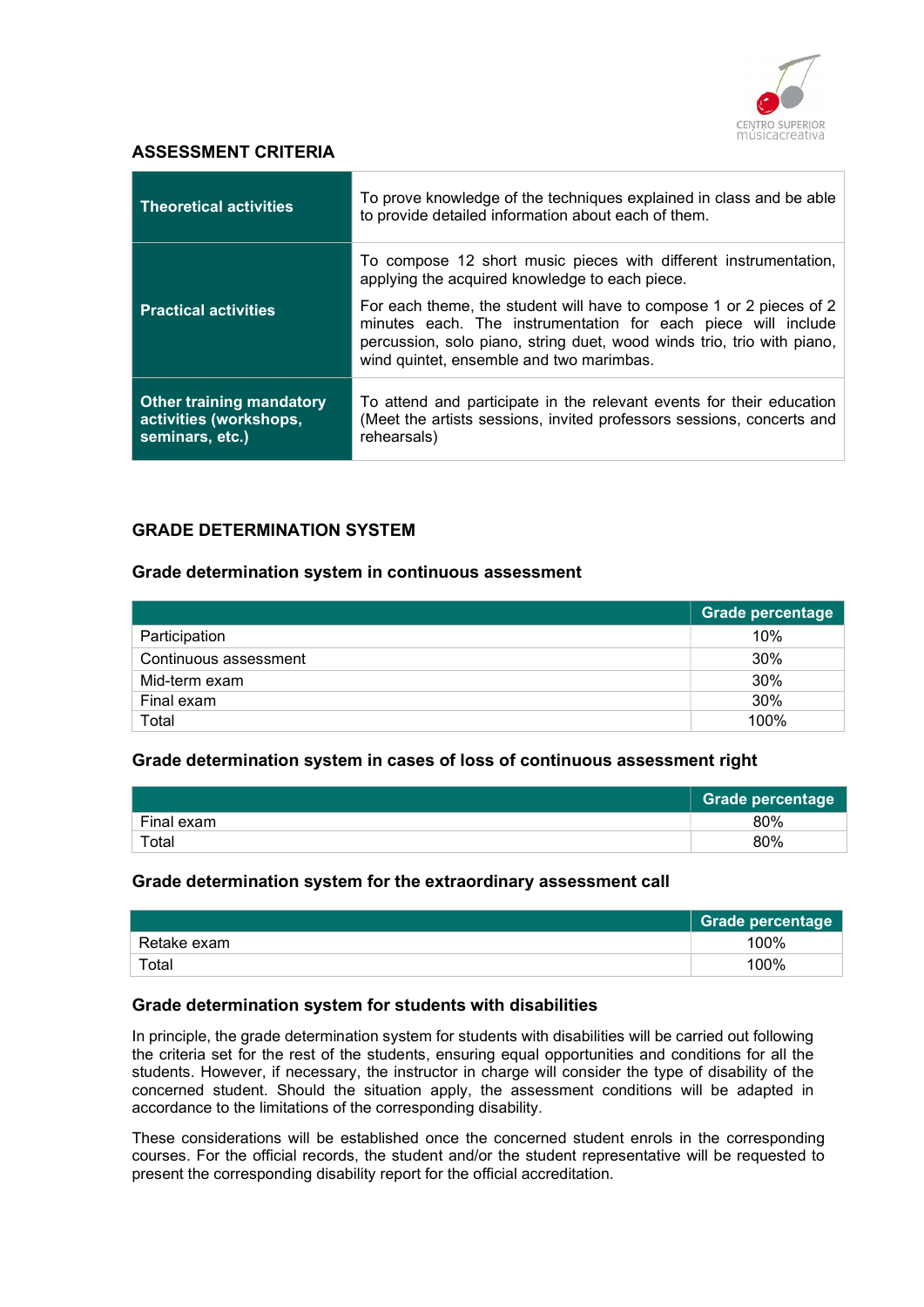## ASSESSMENT CRITERIA

| | |
|---|---|
| **Theoretical activities** | To prove knowledge of the techniques explained in class and be able to provide detailed information about each of them. |
| **Practical activities** | To compose 12 short music pieces with different instrumentation, applying the acquired knowledge to each piece.<br>For each theme, the student will have to compose 1 or 2 pieces of 2 minutes each. The instrumentation for each piece will include percussion, solo piano, string duet, wood winds trio, trio with piano, wind quintet, ensemble and two marimbas. |
| **Other training mandatory activities (workshops, seminars, etc.)** | To attend and participate in the relevant events for their education (Meet the artists sessions, invited professors sessions, concerts and rehearsals) |

## GRADE DETERMINATION SYSTEM

### Grade determination system in continuous assessment

| | Grade percentage |
|---|---|
| Participation | 10% |
| Continuous assessment | 30% |
| Mid-term exam | 30% |
| Final exam | 30% |
| Total | 100% |

### Grade determination system in cases of loss of continuous assessment right

| | Grade percentage |
|---|---|
| Final exam | 80% |
| Total | 80% |

### Grade determination system for the extraordinary assessment call

| | Grade percentage |
|---|---|
| Retake exam | 100% |
| Total | 100% |

### Grade determination system for students with disabilities

In principle, the grade determination system for students with disabilities will be carried out following the criteria set for the rest of the students, ensuring equal opportunities and conditions for all the students. However, if necessary, the instructor in charge will consider the type of disability of the concerned student. Should the situation apply, the assessment conditions will be adapted in accordance to the limitations of the corresponding disability.

These considerations will be established once the concerned student enrols in the corresponding courses. For the official records, the student and/or the student representative will be requested to present the corresponding disability report for the official accreditation.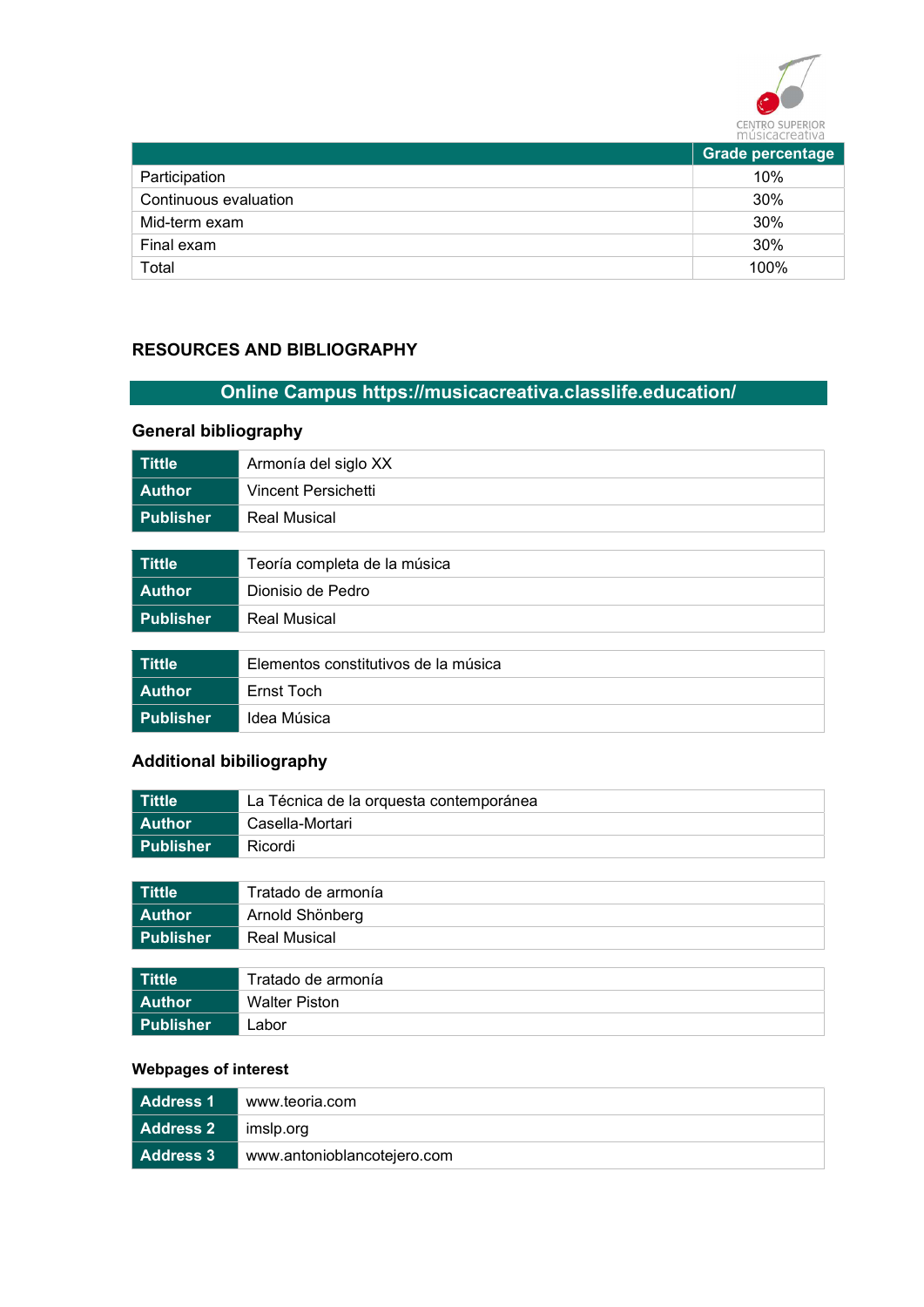| | Grade percentage |
|---|---|
| Participation | 10% |
| Continuous evaluation | 30% |
| Mid-term exam | 30% |
| Final exam | 30% |
| Total | 100% |

## RESOURCES AND BIBLIOGRAPHY

**Online Campus https://musicacreativa.classlife.education/**

### General bibliography

| | |
|---|---|
| **Tittle** | Armonía del siglo XX |
| **Author** | Vincent Persichetti |
| **Publisher** | Real Musical |

| | |
|---|---|
| **Tittle** | Teoría completa de la música |
| **Author** | Dionisio de Pedro |
| **Publisher** | Real Musical |

| | |
|---|---|
| **Tittle** | Elementos constitutivos de la música |
| **Author** | Ernst Toch |
| **Publisher** | Idea Música |

### Additional bibiliography

| | |
|---|---|
| **Tittle** | La Técnica de la orquesta contemporánea |
| **Author** | Casella-Mortari |
| **Publisher** | Ricordi |

| | |
|---|---|
| **Tittle** | Tratado de armonía |
| **Author** | Arnold Shönberg |
| **Publisher** | Real Musical |

| | |
|---|---|
| **Tittle** | Tratado de armonía |
| **Author** | Walter Piston |
| **Publisher** | Labor |

### Webpages of interest

| | |
|---|---|
| **Address 1** | www.teoria.com |
| **Address 2** | imslp.org |
| **Address 3** | www.antonioblancotejero.com |